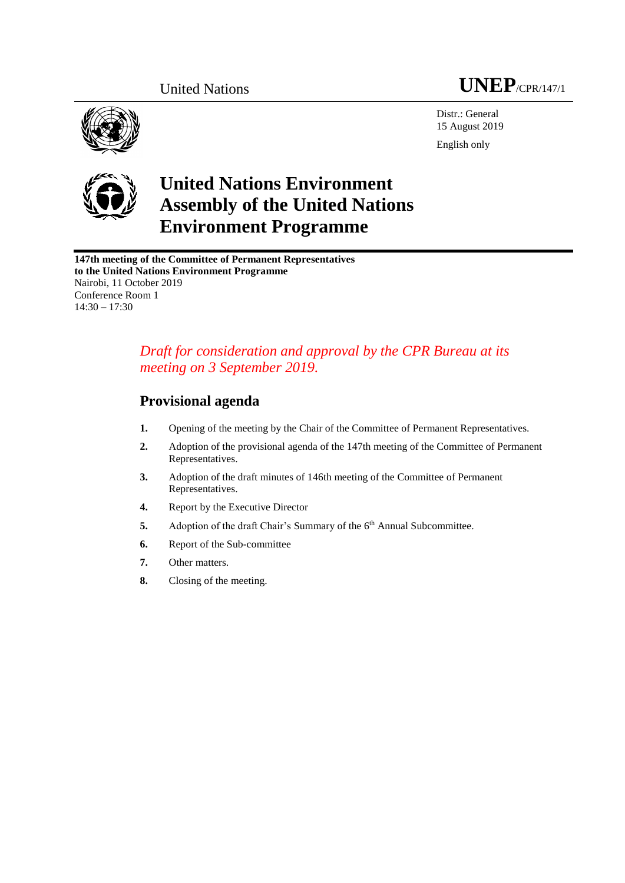United Nations **UNEP**/CPR/147/1

Distr.: General
15 August 2019

English only

# United Nations Environment Assembly of the United Nations Environment Programme

**147th meeting of the Committee of Permanent Representatives to the United Nations Environment Programme**
Nairobi, 11 October 2019
Conference Room 1
14:30 – 17:30

*Draft for consideration and approval by the CPR Bureau at its meeting on 3 September 2019.*

## Provisional agenda

1. Opening of the meeting by the Chair of the Committee of Permanent Representatives.
2. Adoption of the provisional agenda of the 147th meeting of the Committee of Permanent Representatives.
3. Adoption of the draft minutes of 146th meeting of the Committee of Permanent Representatives.
4. Report by the Executive Director
5. Adoption of the draft Chair's Summary of the 6th Annual Subcommittee.
6. Report of the Sub-committee
7. Other matters.
8. Closing of the meeting.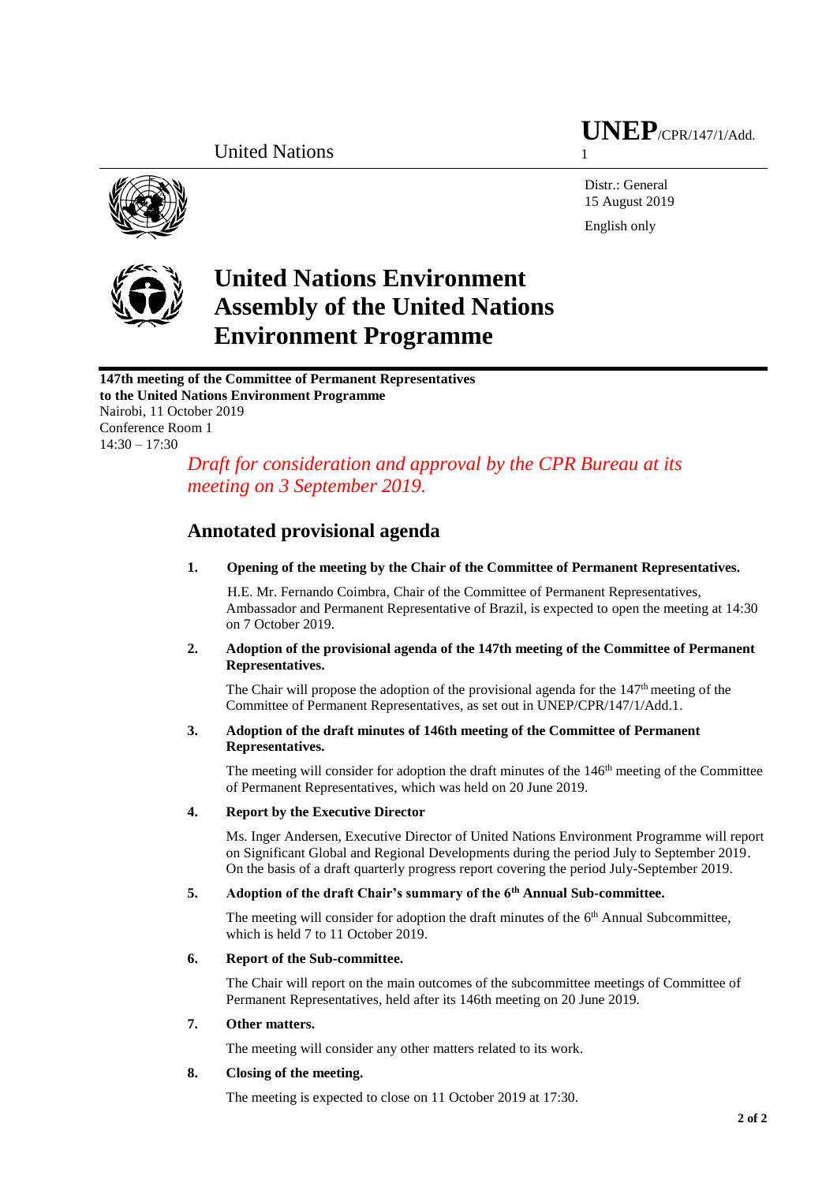United Nations

**UNEP**/CPR/147/1/Add.1

Distr.: General
15 August 2019

English only

# United Nations Environment Assembly of the United Nations Environment Programme

**147th meeting of the Committee of Permanent Representatives to the United Nations Environment Programme**
Nairobi, 11 October 2019
Conference Room 1
14:30 – 17:30

*Draft for consideration and approval by the CPR Bureau at its meeting on 3 September 2019.*

## Annotated provisional agenda

**1. Opening of the meeting by the Chair of the Committee of Permanent Representatives.**

H.E. Mr. Fernando Coimbra, Chair of the Committee of Permanent Representatives, Ambassador and Permanent Representative of Brazil, is expected to open the meeting at 14:30 on 7 October 2019.

**2. Adoption of the provisional agenda of the 147th meeting of the Committee of Permanent Representatives.**

The Chair will propose the adoption of the provisional agenda for the 147th meeting of the Committee of Permanent Representatives, as set out in UNEP/CPR/147/1/Add.1.

**3. Adoption of the draft minutes of 146th meeting of the Committee of Permanent Representatives.**

The meeting will consider for adoption the draft minutes of the 146th meeting of the Committee of Permanent Representatives, which was held on 20 June 2019.

**4. Report by the Executive Director**

Ms. Inger Andersen, Executive Director of United Nations Environment Programme will report on Significant Global and Regional Developments during the period July to September 2019. On the basis of a draft quarterly progress report covering the period July-September 2019.

**5. Adoption of the draft Chair's summary of the 6th Annual Sub-committee.**

The meeting will consider for adoption the draft minutes of the 6th Annual Subcommittee, which is held 7 to 11 October 2019.

**6. Report of the Sub-committee.**

The Chair will report on the main outcomes of the subcommittee meetings of Committee of Permanent Representatives, held after its 146th meeting on 20 June 2019.

**7. Other matters.**

The meeting will consider any other matters related to its work.

**8. Closing of the meeting.**

The meeting is expected to close on 11 October 2019 at 17:30.